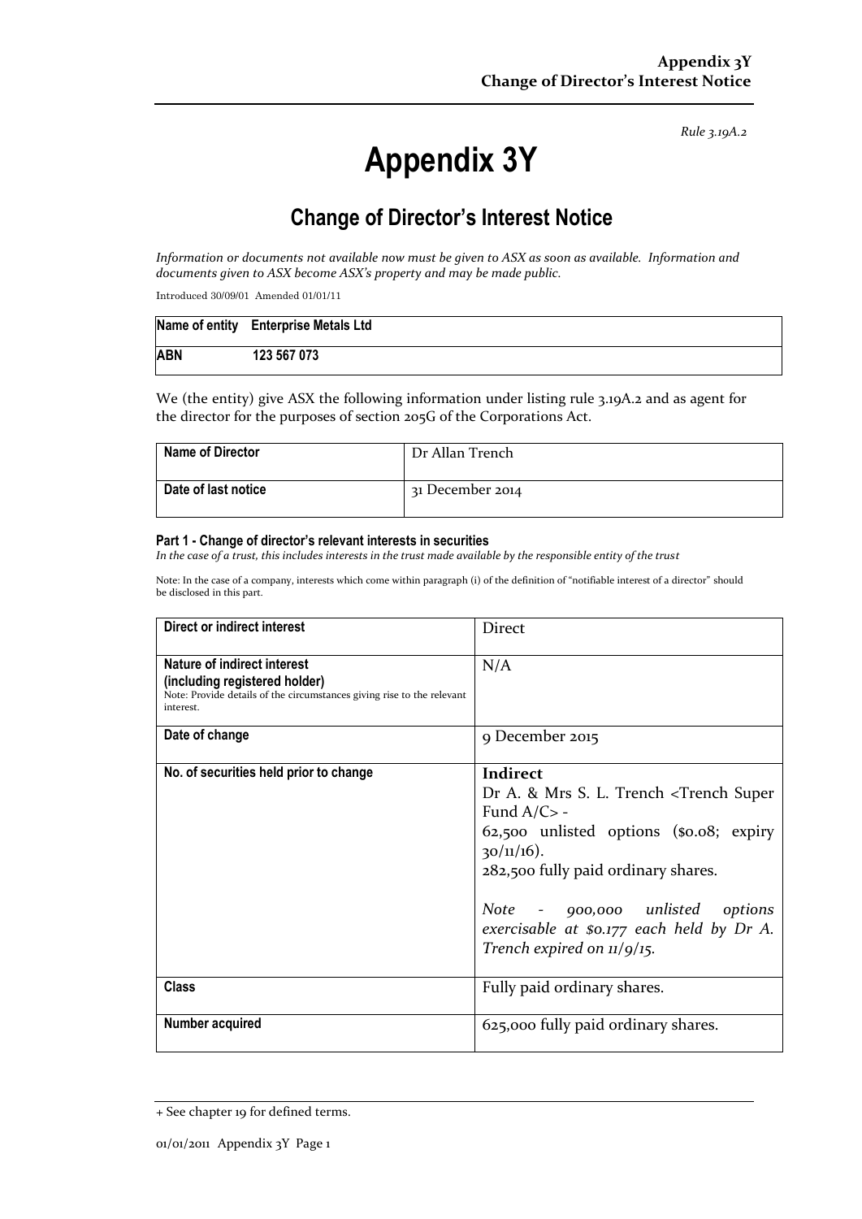*Rule 3.19A.2*

# Appendix 3Y

## Change of Director's Interest Notice

*Information or documents not available now must be given to ASX as soon as available. Information and documents given to ASX become ASX's property and may be made public.*

Introduced 30/09/01 Amended 01/01/11

| Name of entity | Enterprise Metals Ltd |
|---|---|
| ABN | 123 567 073 |

We (the entity) give ASX the following information under listing rule 3.19A.2 and as agent for the director for the purposes of section 205G of the Corporations Act.

| Name of Director | Dr Allan Trench |
|---|---|
| Date of last notice | 31 December 2014 |

#### Part 1 - Change of director's relevant interests in securities

*In the case of a trust, this includes interests in the trust made available by the responsible entity of the trust*

Note: In the case of a company, interests which come within paragraph (i) of the definition of "notifiable interest of a director" should be disclosed in this part.

| Direct or indirect interest | Direct |
|---|---|
| **Nature of indirect interest (including registered holder)**<br>Note: Provide details of the circumstances giving rise to the relevant interest. | N/A |
| **Date of change** | 9 December 2015 |
| **No. of securities held prior to change** | **Indirect**<br>Dr A. & Mrs S. L. Trench <Trench Super Fund A/C> -<br>62,500 unlisted options ($0.08; expiry 30/11/16).<br>282,500 fully paid ordinary shares.<br><br>*Note - 900,000 unlisted options exercisable at $0.177 each held by Dr A. Trench expired on 11/9/15.* |
| **Class** | Fully paid ordinary shares. |
| **Number acquired** | 625,000 fully paid ordinary shares. |

+ See chapter 19 for defined terms.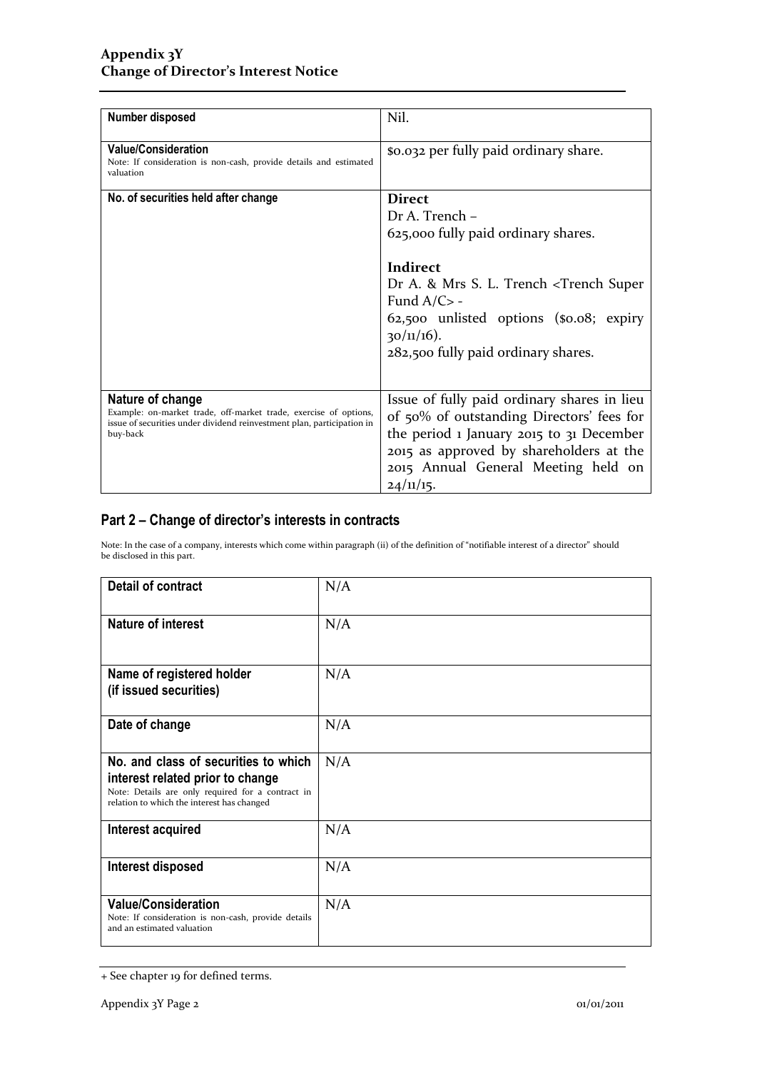| Number disposed | Nil. |
| --- | --- |
| **Value/Consideration**<br>Note: If consideration is non-cash, provide details and estimated valuation | $0.032 per fully paid ordinary share. |
| **No. of securities held after change** | **Direct**<br>Dr A. Trench –<br>625,000 fully paid ordinary shares.<br><br>**Indirect**<br>Dr A. & Mrs S. L. Trench <Trench Super Fund A/C> -<br>62,500 unlisted options ($0.08; expiry 30/11/16).<br>282,500 fully paid ordinary shares. |
| **Nature of change**<br>Example: on-market trade, off-market trade, exercise of options, issue of securities under dividend reinvestment plan, participation in buy-back | Issue of fully paid ordinary shares in lieu of 50% of outstanding Directors' fees for the period 1 January 2015 to 31 December 2015 as approved by shareholders at the 2015 Annual General Meeting held on 24/11/15. |

## Part 2 – Change of director's interests in contracts

Note: In the case of a company, interests which come within paragraph (ii) of the definition of "notifiable interest of a director" should be disclosed in this part.

| Detail of contract | N/A |
| --- | --- |
| **Nature of interest** | N/A |
| **Name of registered holder (if issued securities)** | N/A |
| **Date of change** | N/A |
| **No. and class of securities to which interest related prior to change**<br>Note: Details are only required for a contract in relation to which the interest has changed | N/A |
| **Interest acquired** | N/A |
| **Interest disposed** | N/A |
| **Value/Consideration**<br>Note: If consideration is non-cash, provide details and an estimated valuation | N/A |

+ See chapter 19 for defined terms.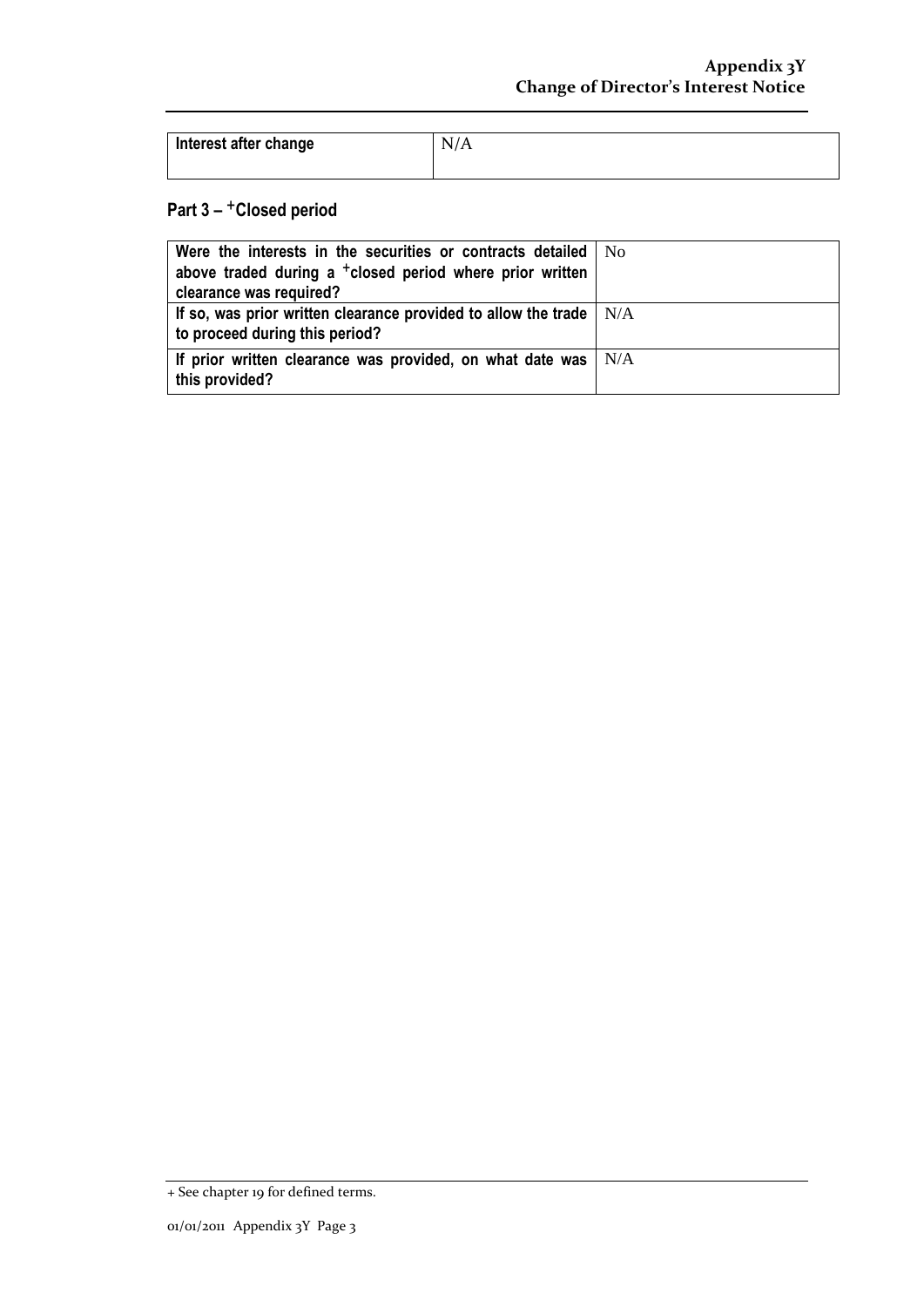| | |
|---|---|
| **Interest after change** | N/A |

## Part 3 – +Closed period

| | |
|---|---|
| **Were the interests in the securities or contracts detailed above traded during a +closed period where prior written clearance was required?** | No |
| **If so, was prior written clearance provided to allow the trade to proceed during this period?** | N/A |
| **If prior written clearance was provided, on what date was this provided?** | N/A |

+ See chapter 19 for defined terms.